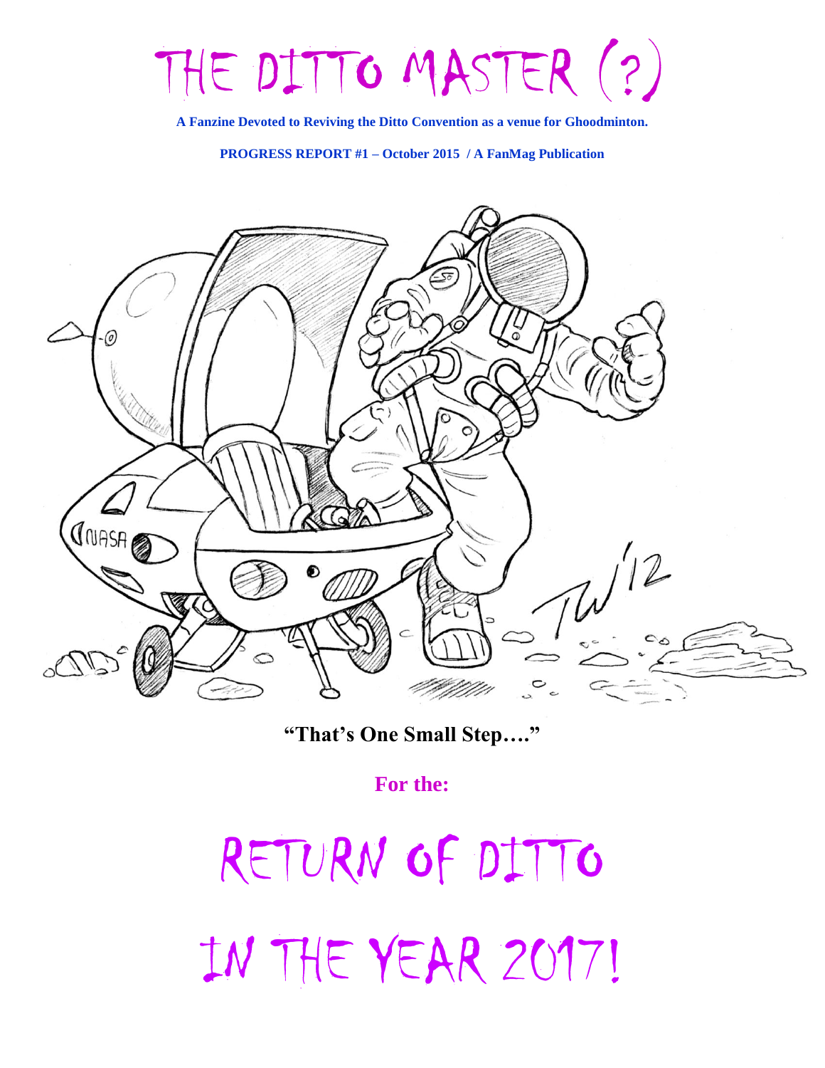# THE DITTO MASTER (?)

**A Fanzine Devoted to Reviving the Ditto Convention as a venue for Ghoodminton.**

**PROGRESS REPORT #1 – October 2015 / A FanMag Publication**

**"That's One Small Step…."**

**For the:**

# RETURN OF DITTO IN THE YEAR 2017!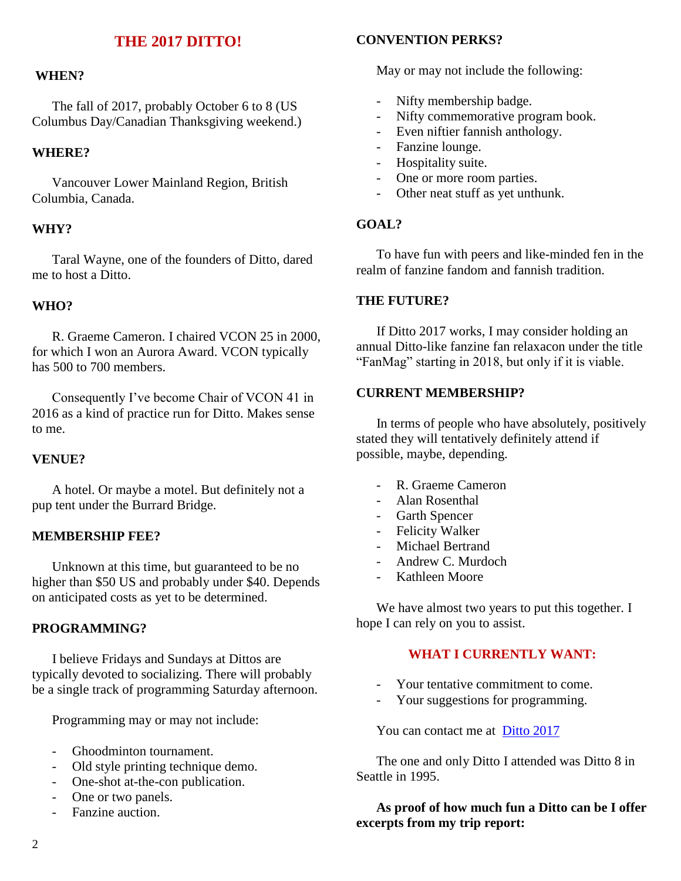# THE 2017 DITTO!

### WHEN?

The fall of 2017, probably October 6 to 8 (US Columbus Day/Canadian Thanksgiving weekend.)

### WHERE?

Vancouver Lower Mainland Region, British Columbia, Canada.

### WHY?

Taral Wayne, one of the founders of Ditto, dared me to host a Ditto.

### WHO?

R. Graeme Cameron. I chaired VCON 25 in 2000, for which I won an Aurora Award. VCON typically has 500 to 700 members.

Consequently I've become Chair of VCON 41 in 2016 as a kind of practice run for Ditto. Makes sense to me.

### VENUE?

A hotel. Or maybe a motel. But definitely not a pup tent under the Burrard Bridge.

### MEMBERSHIP FEE?

Unknown at this time, but guaranteed to be no higher than $50 US and probably under $40. Depends on anticipated costs as yet to be determined.

### PROGRAMMING?

I believe Fridays and Sundays at Dittos are typically devoted to socializing. There will probably be a single track of programming Saturday afternoon.

Programming may or may not include:

- Ghoodminton tournament.
- Old style printing technique demo.
- One-shot at-the-con publication.
- One or two panels.
- Fanzine auction.

### CONVENTION PERKS?

May or may not include the following:

- Nifty membership badge.
- Nifty commemorative program book.
- Even niftier fannish anthology.
- Fanzine lounge.
- Hospitality suite.
- One or more room parties.
- Other neat stuff as yet unthunk.

### GOAL?

To have fun with peers and like-minded fen in the realm of fanzine fandom and fannish tradition.

### THE FUTURE?

If Ditto 2017 works, I may consider holding an annual Ditto-like fanzine fan relaxacon under the title "FanMag" starting in 2018, but only if it is viable.

### CURRENT MEMBERSHIP?

In terms of people who have absolutely, positively stated they will tentatively definitely attend if possible, maybe, depending.

- R. Graeme Cameron
- Alan Rosenthal
- Garth Spencer
- Felicity Walker
- Michael Bertrand
- Andrew C. Murdoch
- Kathleen Moore

We have almost two years to put this together. I hope I can rely on you to assist.

### WHAT I CURRENTLY WANT:

- Your tentative commitment to come.
- Your suggestions for programming.

You can contact me at Ditto 2017

The one and only Ditto I attended was Ditto 8 in Seattle in 1995.

**As proof of how much fun a Ditto can be I offer excerpts from my trip report:**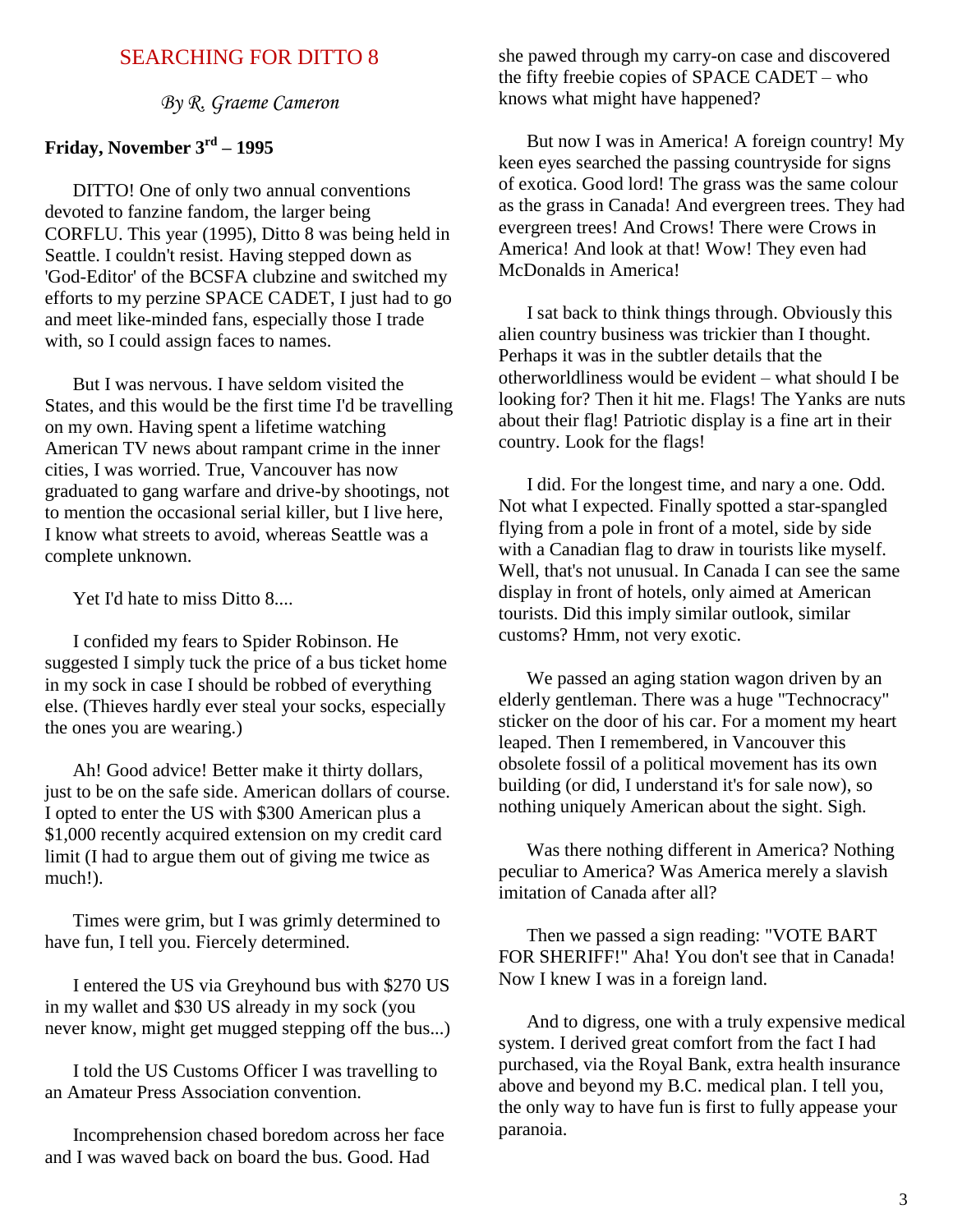## SEARCHING FOR DITTO 8

*By R. Graeme Cameron*

**Friday, November 3rd – 1995**

DITTO! One of only two annual conventions devoted to fanzine fandom, the larger being CORFLU. This year (1995), Ditto 8 was being held in Seattle. I couldn't resist. Having stepped down as 'God-Editor' of the BCSFA clubzine and switched my efforts to my perzine SPACE CADET, I just had to go and meet like-minded fans, especially those I trade with, so I could assign faces to names.

But I was nervous. I have seldom visited the States, and this would be the first time I'd be travelling on my own. Having spent a lifetime watching American TV news about rampant crime in the inner cities, I was worried. True, Vancouver has now graduated to gang warfare and drive-by shootings, not to mention the occasional serial killer, but I live here, I know what streets to avoid, whereas Seattle was a complete unknown.

Yet I'd hate to miss Ditto 8....

I confided my fears to Spider Robinson. He suggested I simply tuck the price of a bus ticket home in my sock in case I should be robbed of everything else. (Thieves hardly ever steal your socks, especially the ones you are wearing.)

Ah! Good advice! Better make it thirty dollars, just to be on the safe side. American dollars of course. I opted to enter the US with $300 American plus a $1,000 recently acquired extension on my credit card limit (I had to argue them out of giving me twice as much!).

Times were grim, but I was grimly determined to have fun, I tell you. Fiercely determined.

I entered the US via Greyhound bus with $270 US in my wallet and $30 US already in my sock (you never know, might get mugged stepping off the bus...)

I told the US Customs Officer I was travelling to an Amateur Press Association convention.

Incomprehension chased boredom across her face and I was waved back on board the bus. Good. Had she pawed through my carry-on case and discovered the fifty freebie copies of SPACE CADET – who knows what might have happened?

But now I was in America! A foreign country! My keen eyes searched the passing countryside for signs of exotica. Good lord! The grass was the same colour as the grass in Canada! And evergreen trees. They had evergreen trees! And Crows! There were Crows in America! And look at that! Wow! They even had McDonalds in America!

I sat back to think things through. Obviously this alien country business was trickier than I thought. Perhaps it was in the subtler details that the otherworldliness would be evident – what should I be looking for? Then it hit me. Flags! The Yanks are nuts about their flag! Patriotic display is a fine art in their country. Look for the flags!

I did. For the longest time, and nary a one. Odd. Not what I expected. Finally spotted a star-spangled flying from a pole in front of a motel, side by side with a Canadian flag to draw in tourists like myself. Well, that's not unusual. In Canada I can see the same display in front of hotels, only aimed at American tourists. Did this imply similar outlook, similar customs? Hmm, not very exotic.

We passed an aging station wagon driven by an elderly gentleman. There was a huge "Technocracy" sticker on the door of his car. For a moment my heart leaped. Then I remembered, in Vancouver this obsolete fossil of a political movement has its own building (or did, I understand it's for sale now), so nothing uniquely American about the sight. Sigh.

Was there nothing different in America? Nothing peculiar to America? Was America merely a slavish imitation of Canada after all?

Then we passed a sign reading: "VOTE BART FOR SHERIFF!" Aha! You don't see that in Canada! Now I knew I was in a foreign land.

And to digress, one with a truly expensive medical system. I derived great comfort from the fact I had purchased, via the Royal Bank, extra health insurance above and beyond my B.C. medical plan. I tell you, the only way to have fun is first to fully appease your paranoia.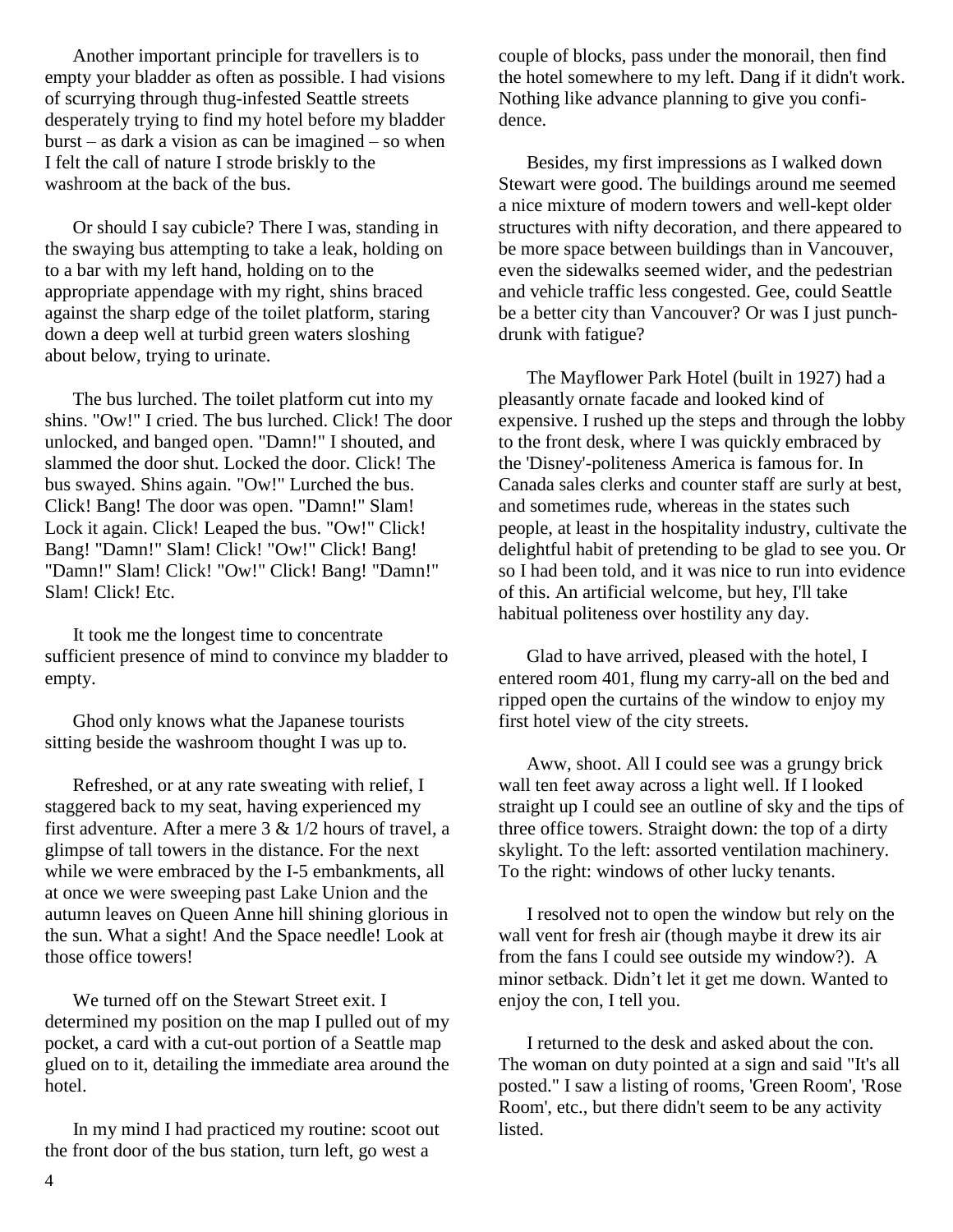Another important principle for travellers is to empty your bladder as often as possible. I had visions of scurrying through thug-infested Seattle streets desperately trying to find my hotel before my bladder burst – as dark a vision as can be imagined – so when I felt the call of nature I strode briskly to the washroom at the back of the bus.

Or should I say cubicle? There I was, standing in the swaying bus attempting to take a leak, holding on to a bar with my left hand, holding on to the appropriate appendage with my right, shins braced against the sharp edge of the toilet platform, staring down a deep well at turbid green waters sloshing about below, trying to urinate.

The bus lurched. The toilet platform cut into my shins. "Ow!" I cried. The bus lurched. Click! The door unlocked, and banged open. "Damn!" I shouted, and slammed the door shut. Locked the door. Click! The bus swayed. Shins again. "Ow!" Lurched the bus. Click! Bang! The door was open. "Damn!" Slam! Lock it again. Click! Leaped the bus. "Ow!" Click! Bang! "Damn!" Slam! Click! "Ow!" Click! Bang! "Damn!" Slam! Click! "Ow!" Click! Bang! "Damn!" Slam! Click! Etc.

It took me the longest time to concentrate sufficient presence of mind to convince my bladder to empty.

Ghod only knows what the Japanese tourists sitting beside the washroom thought I was up to.

Refreshed, or at any rate sweating with relief, I staggered back to my seat, having experienced my first adventure. After a mere 3 & 1/2 hours of travel, a glimpse of tall towers in the distance. For the next while we were embraced by the I-5 embankments, all at once we were sweeping past Lake Union and the autumn leaves on Queen Anne hill shining glorious in the sun. What a sight! And the Space needle! Look at those office towers!

We turned off on the Stewart Street exit. I determined my position on the map I pulled out of my pocket, a card with a cut-out portion of a Seattle map glued on to it, detailing the immediate area around the hotel.

In my mind I had practiced my routine: scoot out the front door of the bus station, turn left, go west a couple of blocks, pass under the monorail, then find the hotel somewhere to my left. Dang if it didn't work. Nothing like advance planning to give you confidence.

Besides, my first impressions as I walked down Stewart were good. The buildings around me seemed a nice mixture of modern towers and well-kept older structures with nifty decoration, and there appeared to be more space between buildings than in Vancouver, even the sidewalks seemed wider, and the pedestrian and vehicle traffic less congested. Gee, could Seattle be a better city than Vancouver? Or was I just punch-drunk with fatigue?

The Mayflower Park Hotel (built in 1927) had a pleasantly ornate facade and looked kind of expensive. I rushed up the steps and through the lobby to the front desk, where I was quickly embraced by the 'Disney'-politeness America is famous for. In Canada sales clerks and counter staff are surly at best, and sometimes rude, whereas in the states such people, at least in the hospitality industry, cultivate the delightful habit of pretending to be glad to see you. Or so I had been told, and it was nice to run into evidence of this. An artificial welcome, but hey, I'll take habitual politeness over hostility any day.

Glad to have arrived, pleased with the hotel, I entered room 401, flung my carry-all on the bed and ripped open the curtains of the window to enjoy my first hotel view of the city streets.

Aww, shoot. All I could see was a grungy brick wall ten feet away across a light well. If I looked straight up I could see an outline of sky and the tips of three office towers. Straight down: the top of a dirty skylight. To the left: assorted ventilation machinery. To the right: windows of other lucky tenants.

I resolved not to open the window but rely on the wall vent for fresh air (though maybe it drew its air from the fans I could see outside my window?). A minor setback. Didn't let it get me down. Wanted to enjoy the con, I tell you.

I returned to the desk and asked about the con. The woman on duty pointed at a sign and said "It's all posted." I saw a listing of rooms, 'Green Room', 'Rose Room', etc., but there didn't seem to be any activity listed.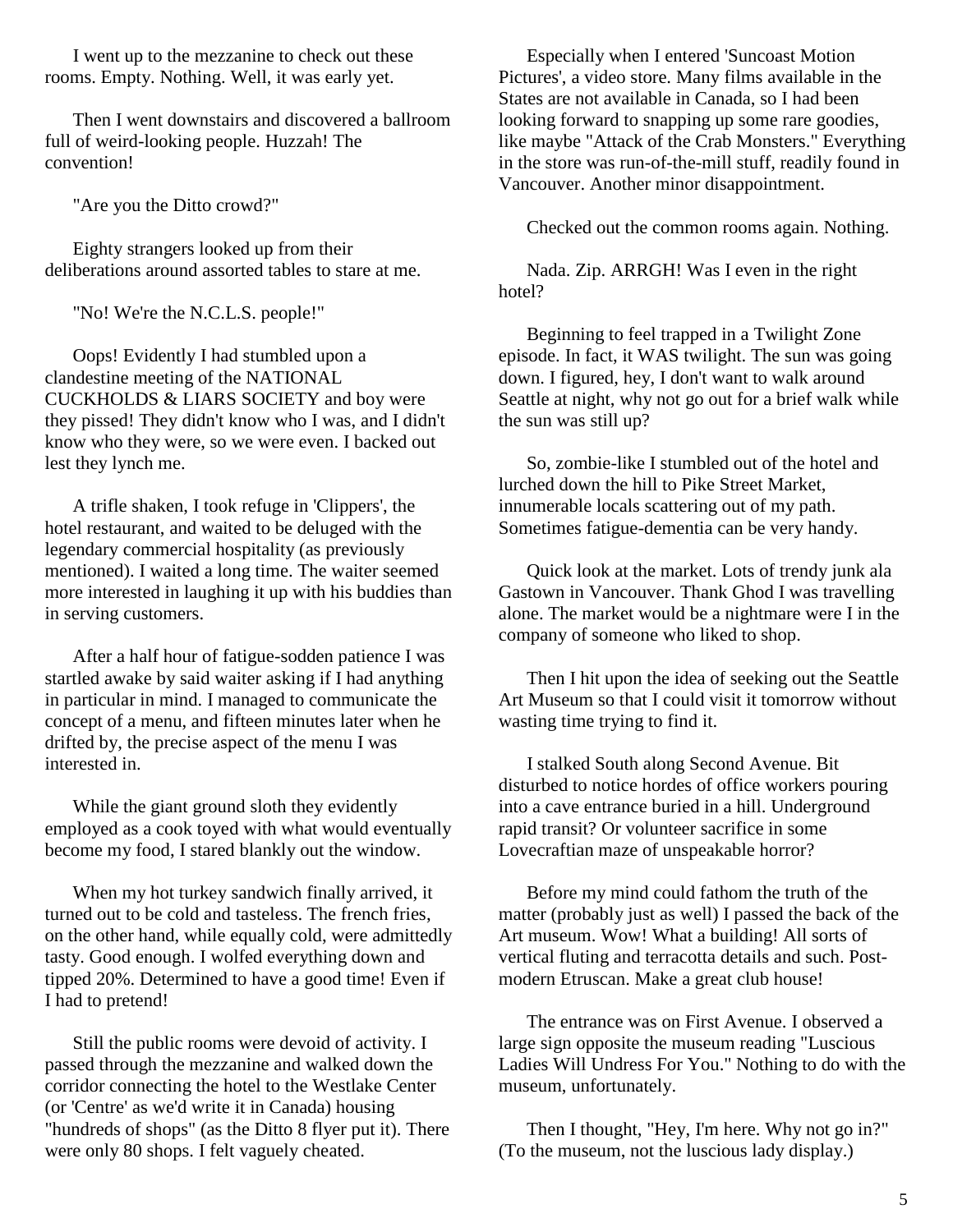I went up to the mezzanine to check out these rooms. Empty. Nothing. Well, it was early yet.

Then I went downstairs and discovered a ballroom full of weird-looking people. Huzzah! The convention!

"Are you the Ditto crowd?"

Eighty strangers looked up from their deliberations around assorted tables to stare at me.

"No! We're the N.C.L.S. people!"

Oops! Evidently I had stumbled upon a clandestine meeting of the NATIONAL CUCKHOLDS & LIARS SOCIETY and boy were they pissed! They didn't know who I was, and I didn't know who they were, so we were even. I backed out lest they lynch me.

A trifle shaken, I took refuge in 'Clippers', the hotel restaurant, and waited to be deluged with the legendary commercial hospitality (as previously mentioned). I waited a long time. The waiter seemed more interested in laughing it up with his buddies than in serving customers.

After a half hour of fatigue-sodden patience I was startled awake by said waiter asking if I had anything in particular in mind. I managed to communicate the concept of a menu, and fifteen minutes later when he drifted by, the precise aspect of the menu I was interested in.

While the giant ground sloth they evidently employed as a cook toyed with what would eventually become my food, I stared blankly out the window.

When my hot turkey sandwich finally arrived, it turned out to be cold and tasteless. The french fries, on the other hand, while equally cold, were admittedly tasty. Good enough. I wolfed everything down and tipped 20%. Determined to have a good time! Even if I had to pretend!

Still the public rooms were devoid of activity. I passed through the mezzanine and walked down the corridor connecting the hotel to the Westlake Center (or 'Centre' as we'd write it in Canada) housing "hundreds of shops" (as the Ditto 8 flyer put it). There were only 80 shops. I felt vaguely cheated.

Especially when I entered 'Suncoast Motion Pictures', a video store. Many films available in the States are not available in Canada, so I had been looking forward to snapping up some rare goodies, like maybe "Attack of the Crab Monsters." Everything in the store was run-of-the-mill stuff, readily found in Vancouver. Another minor disappointment.

Checked out the common rooms again. Nothing.

Nada. Zip. ARRGH! Was I even in the right hotel?

Beginning to feel trapped in a Twilight Zone episode. In fact, it WAS twilight. The sun was going down. I figured, hey, I don't want to walk around Seattle at night, why not go out for a brief walk while the sun was still up?

So, zombie-like I stumbled out of the hotel and lurched down the hill to Pike Street Market, innumerable locals scattering out of my path. Sometimes fatigue-dementia can be very handy.

Quick look at the market. Lots of trendy junk ala Gastown in Vancouver. Thank Ghod I was travelling alone. The market would be a nightmare were I in the company of someone who liked to shop.

Then I hit upon the idea of seeking out the Seattle Art Museum so that I could visit it tomorrow without wasting time trying to find it.

I stalked South along Second Avenue. Bit disturbed to notice hordes of office workers pouring into a cave entrance buried in a hill. Underground rapid transit? Or volunteer sacrifice in some Lovecraftian maze of unspeakable horror?

Before my mind could fathom the truth of the matter (probably just as well) I passed the back of the Art museum. Wow! What a building! All sorts of vertical fluting and terracotta details and such. Post-modern Etruscan. Make a great club house!

The entrance was on First Avenue. I observed a large sign opposite the museum reading "Luscious Ladies Will Undress For You." Nothing to do with the museum, unfortunately.

Then I thought, "Hey, I'm here. Why not go in?" (To the museum, not the luscious lady display.)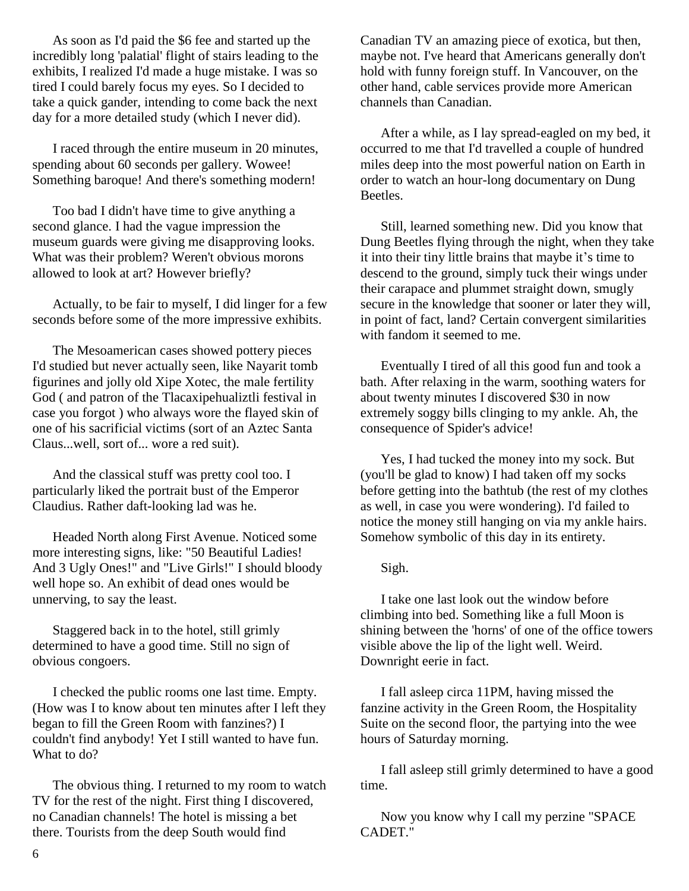As soon as I'd paid the $6 fee and started up the incredibly long 'palatial' flight of stairs leading to the exhibits, I realized I'd made a huge mistake. I was so tired I could barely focus my eyes. So I decided to take a quick gander, intending to come back the next day for a more detailed study (which I never did).

I raced through the entire museum in 20 minutes, spending about 60 seconds per gallery. Wowee! Something baroque! And there's something modern!

Too bad I didn't have time to give anything a second glance. I had the vague impression the museum guards were giving me disapproving looks. What was their problem? Weren't obvious morons allowed to look at art? However briefly?

Actually, to be fair to myself, I did linger for a few seconds before some of the more impressive exhibits.

The Mesoamerican cases showed pottery pieces I'd studied but never actually seen, like Nayarit tomb figurines and jolly old Xipe Xotec, the male fertility God ( and patron of the Tlacaxipehualiztli festival in case you forgot ) who always wore the flayed skin of one of his sacrificial victims (sort of an Aztec Santa Claus...well, sort of... wore a red suit).

And the classical stuff was pretty cool too. I particularly liked the portrait bust of the Emperor Claudius. Rather daft-looking lad was he.

Headed North along First Avenue. Noticed some more interesting signs, like: "50 Beautiful Ladies! And 3 Ugly Ones!" and "Live Girls!" I should bloody well hope so. An exhibit of dead ones would be unnerving, to say the least.

Staggered back in to the hotel, still grimly determined to have a good time. Still no sign of obvious congoers.

I checked the public rooms one last time. Empty. (How was I to know about ten minutes after I left they began to fill the Green Room with fanzines?) I couldn't find anybody! Yet I still wanted to have fun. What to do?

The obvious thing. I returned to my room to watch TV for the rest of the night. First thing I discovered, no Canadian channels! The hotel is missing a bet there. Tourists from the deep South would find Canadian TV an amazing piece of exotica, but then, maybe not. I've heard that Americans generally don't hold with funny foreign stuff. In Vancouver, on the other hand, cable services provide more American channels than Canadian.

After a while, as I lay spread-eagled on my bed, it occurred to me that I'd travelled a couple of hundred miles deep into the most powerful nation on Earth in order to watch an hour-long documentary on Dung Beetles.

Still, learned something new. Did you know that Dung Beetles flying through the night, when they take it into their tiny little brains that maybe it's time to descend to the ground, simply tuck their wings under their carapace and plummet straight down, smugly secure in the knowledge that sooner or later they will, in point of fact, land? Certain convergent similarities with fandom it seemed to me.

Eventually I tired of all this good fun and took a bath. After relaxing in the warm, soothing waters for about twenty minutes I discovered $30 in now extremely soggy bills clinging to my ankle. Ah, the consequence of Spider's advice!

Yes, I had tucked the money into my sock. But (you'll be glad to know) I had taken off my socks before getting into the bathtub (the rest of my clothes as well, in case you were wondering). I'd failed to notice the money still hanging on via my ankle hairs. Somehow symbolic of this day in its entirety.

Sigh.

I take one last look out the window before climbing into bed. Something like a full Moon is shining between the 'horns' of one of the office towers visible above the lip of the light well. Weird. Downright eerie in fact.

I fall asleep circa 11PM, having missed the fanzine activity in the Green Room, the Hospitality Suite on the second floor, the partying into the wee hours of Saturday morning.

I fall asleep still grimly determined to have a good time.

Now you know why I call my perzine "SPACE CADET."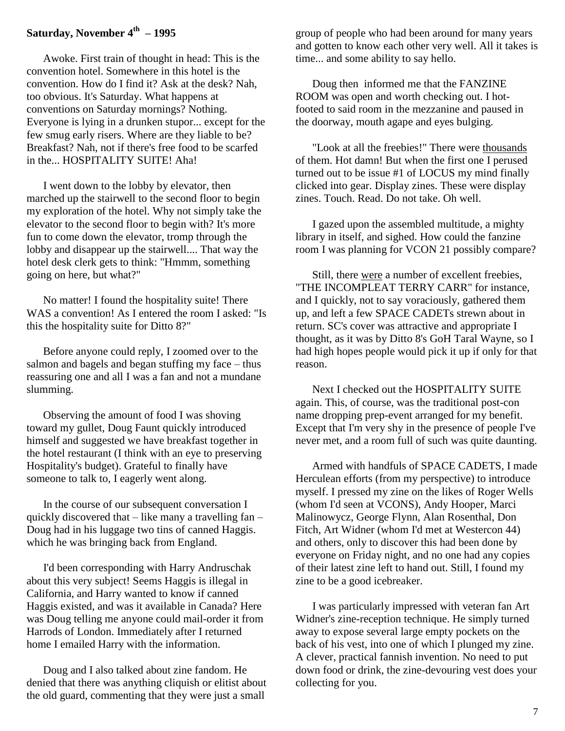**Saturday, November 4th – 1995**

Awoke. First train of thought in head: This is the convention hotel. Somewhere in this hotel is the convention. How do I find it? Ask at the desk? Nah, too obvious. It's Saturday. What happens at conventions on Saturday mornings? Nothing. Everyone is lying in a drunken stupor... except for the few smug early risers. Where are they liable to be? Breakfast? Nah, not if there's free food to be scarfed in the... HOSPITALITY SUITE! Aha!

I went down to the lobby by elevator, then marched up the stairwell to the second floor to begin my exploration of the hotel. Why not simply take the elevator to the second floor to begin with? It's more fun to come down the elevator, tromp through the lobby and disappear up the stairwell.... That way the hotel desk clerk gets to think: "Hmmm, something going on here, but what?"

No matter! I found the hospitality suite! There WAS a convention! As I entered the room I asked: "Is this the hospitality suite for Ditto 8?"

Before anyone could reply, I zoomed over to the salmon and bagels and began stuffing my face – thus reassuring one and all I was a fan and not a mundane slumming.

Observing the amount of food I was shoving toward my gullet, Doug Faunt quickly introduced himself and suggested we have breakfast together in the hotel restaurant (I think with an eye to preserving Hospitality's budget). Grateful to finally have someone to talk to, I eagerly went along.

In the course of our subsequent conversation I quickly discovered that – like many a travelling fan – Doug had in his luggage two tins of canned Haggis. which he was bringing back from England.

I'd been corresponding with Harry Andruschak about this very subject! Seems Haggis is illegal in California, and Harry wanted to know if canned Haggis existed, and was it available in Canada? Here was Doug telling me anyone could mail-order it from Harrods of London. Immediately after I returned home I emailed Harry with the information.

Doug and I also talked about zine fandom. He denied that there was anything cliquish or elitist about the old guard, commenting that they were just a small group of people who had been around for many years and gotten to know each other very well. All it takes is time... and some ability to say hello.

Doug then informed me that the FANZINE ROOM was open and worth checking out. I hot-footed to said room in the mezzanine and paused in the doorway, mouth agape and eyes bulging.

"Look at all the freebies!" There were <u>thousands</u> of them. Hot damn! But when the first one I perused turned out to be issue #1 of LOCUS my mind finally clicked into gear. Display zines. These were display zines. Touch. Read. Do not take. Oh well.

I gazed upon the assembled multitude, a mighty library in itself, and sighed. How could the fanzine room I was planning for VCON 21 possibly compare?

Still, there <u>were</u> a number of excellent freebies, "THE INCOMPLEAT TERRY CARR" for instance, and I quickly, not to say voraciously, gathered them up, and left a few SPACE CADETs strewn about in return. SC's cover was attractive and appropriate I thought, as it was by Ditto 8's GoH Taral Wayne, so I had high hopes people would pick it up if only for that reason.

Next I checked out the HOSPITALITY SUITE again. This, of course, was the traditional post-con name dropping prep-event arranged for my benefit. Except that I'm very shy in the presence of people I've never met, and a room full of such was quite daunting.

Armed with handfuls of SPACE CADETS, I made Herculean efforts (from my perspective) to introduce myself. I pressed my zine on the likes of Roger Wells (whom I'd seen at VCONS), Andy Hooper, Marci Malinowycz, George Flynn, Alan Rosenthal, Don Fitch, Art Widner (whom I'd met at Westercon 44) and others, only to discover this had been done by everyone on Friday night, and no one had any copies of their latest zine left to hand out. Still, I found my zine to be a good icebreaker.

I was particularly impressed with veteran fan Art Widner's zine-reception technique. He simply turned away to expose several large empty pockets on the back of his vest, into one of which I plunged my zine. A clever, practical fannish invention. No need to put down food or drink, the zine-devouring vest does your collecting for you.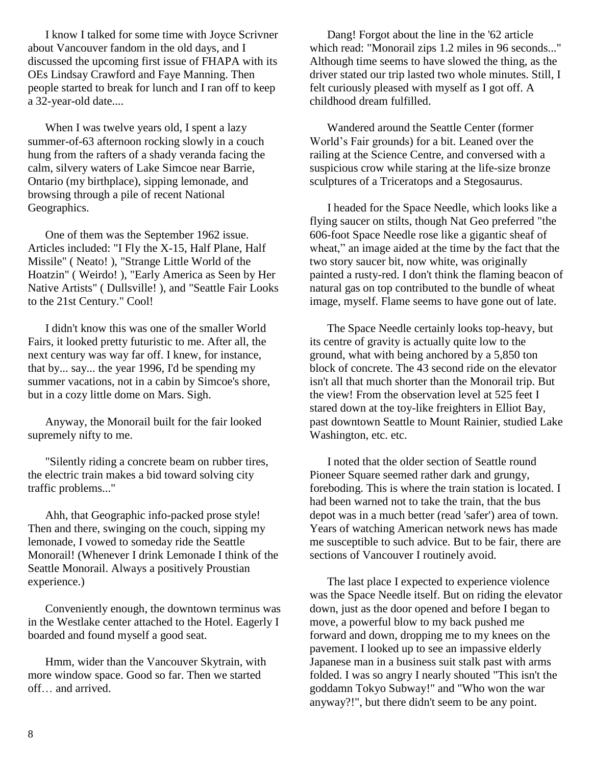I know I talked for some time with Joyce Scrivner about Vancouver fandom in the old days, and I discussed the upcoming first issue of FHAPA with its OEs Lindsay Crawford and Faye Manning. Then people started to break for lunch and I ran off to keep a 32-year-old date....

When I was twelve years old, I spent a lazy summer-of-63 afternoon rocking slowly in a couch hung from the rafters of a shady veranda facing the calm, silvery waters of Lake Simcoe near Barrie, Ontario (my birthplace), sipping lemonade, and browsing through a pile of recent National Geographics.

One of them was the September 1962 issue. Articles included: "I Fly the X-15, Half Plane, Half Missile" ( Neato! ), "Strange Little World of the Hoatzin" ( Weirdo! ), "Early America as Seen by Her Native Artists" ( Dullsville! ), and "Seattle Fair Looks to the 21st Century." Cool!

I didn't know this was one of the smaller World Fairs, it looked pretty futuristic to me. After all, the next century was way far off. I knew, for instance, that by... say... the year 1996, I'd be spending my summer vacations, not in a cabin by Simcoe's shore, but in a cozy little dome on Mars. Sigh.

Anyway, the Monorail built for the fair looked supremely nifty to me.

"Silently riding a concrete beam on rubber tires, the electric train makes a bid toward solving city traffic problems..."

Ahh, that Geographic info-packed prose style! Then and there, swinging on the couch, sipping my lemonade, I vowed to someday ride the Seattle Monorail! (Whenever I drink Lemonade I think of the Seattle Monorail. Always a positively Proustian experience.)

Conveniently enough, the downtown terminus was in the Westlake center attached to the Hotel. Eagerly I boarded and found myself a good seat.

Hmm, wider than the Vancouver Skytrain, with more window space. Good so far. Then we started off… and arrived.

Dang! Forgot about the line in the '62 article which read: "Monorail zips 1.2 miles in 96 seconds..." Although time seems to have slowed the thing, as the driver stated our trip lasted two whole minutes. Still, I felt curiously pleased with myself as I got off. A childhood dream fulfilled.

Wandered around the Seattle Center (former World's Fair grounds) for a bit. Leaned over the railing at the Science Centre, and conversed with a suspicious crow while staring at the life-size bronze sculptures of a Triceratops and a Stegosaurus.

I headed for the Space Needle, which looks like a flying saucer on stilts, though Nat Geo preferred "the 606-foot Space Needle rose like a gigantic sheaf of wheat," an image aided at the time by the fact that the two story saucer bit, now white, was originally painted a rusty-red. I don't think the flaming beacon of natural gas on top contributed to the bundle of wheat image, myself. Flame seems to have gone out of late.

The Space Needle certainly looks top-heavy, but its centre of gravity is actually quite low to the ground, what with being anchored by a 5,850 ton block of concrete. The 43 second ride on the elevator isn't all that much shorter than the Monorail trip. But the view! From the observation level at 525 feet I stared down at the toy-like freighters in Elliot Bay, past downtown Seattle to Mount Rainier, studied Lake Washington, etc. etc.

I noted that the older section of Seattle round Pioneer Square seemed rather dark and grungy, foreboding. This is where the train station is located. I had been warned not to take the train, that the bus depot was in a much better (read 'safer') area of town. Years of watching American network news has made me susceptible to such advice. But to be fair, there are sections of Vancouver I routinely avoid.

The last place I expected to experience violence was the Space Needle itself. But on riding the elevator down, just as the door opened and before I began to move, a powerful blow to my back pushed me forward and down, dropping me to my knees on the pavement. I looked up to see an impassive elderly Japanese man in a business suit stalk past with arms folded. I was so angry I nearly shouted "This isn't the goddamn Tokyo Subway!" and "Who won the war anyway?!", but there didn't seem to be any point.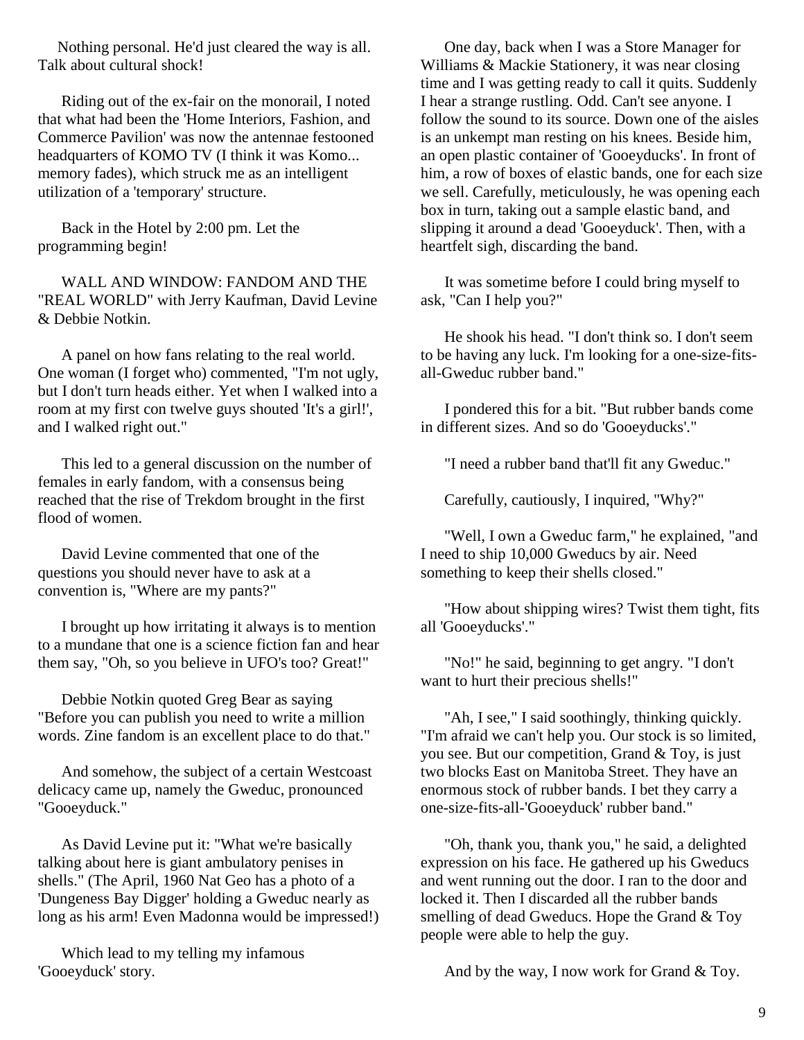Nothing personal. He'd just cleared the way is all. Talk about cultural shock!

Riding out of the ex-fair on the monorail, I noted that what had been the 'Home Interiors, Fashion, and Commerce Pavilion' was now the antennae festooned headquarters of KOMO TV (I think it was Komo... memory fades), which struck me as an intelligent utilization of a 'temporary' structure.

Back in the Hotel by 2:00 pm. Let the programming begin!

WALL AND WINDOW: FANDOM AND THE "REAL WORLD" with Jerry Kaufman, David Levine & Debbie Notkin.

A panel on how fans relating to the real world. One woman (I forget who) commented, "I'm not ugly, but I don't turn heads either. Yet when I walked into a room at my first con twelve guys shouted 'It's a girl!', and I walked right out."

This led to a general discussion on the number of females in early fandom, with a consensus being reached that the rise of Trekdom brought in the first flood of women.

David Levine commented that one of the questions you should never have to ask at a convention is, "Where are my pants?"

I brought up how irritating it always is to mention to a mundane that one is a science fiction fan and hear them say, "Oh, so you believe in UFO's too? Great!"

Debbie Notkin quoted Greg Bear as saying "Before you can publish you need to write a million words. Zine fandom is an excellent place to do that."

And somehow, the subject of a certain Westcoast delicacy came up, namely the Gweduc, pronounced "Gooeyduck."

As David Levine put it: "What we're basically talking about here is giant ambulatory penises in shells." (The April, 1960 Nat Geo has a photo of a 'Dungeness Bay Digger' holding a Gweduc nearly as long as his arm! Even Madonna would be impressed!)

Which lead to my telling my infamous 'Gooeyduck' story.

One day, back when I was a Store Manager for Williams & Mackie Stationery, it was near closing time and I was getting ready to call it quits. Suddenly I hear a strange rustling. Odd. Can't see anyone. I follow the sound to its source. Down one of the aisles is an unkempt man resting on his knees. Beside him, an open plastic container of 'Gooeyducks'. In front of him, a row of boxes of elastic bands, one for each size we sell. Carefully, meticulously, he was opening each box in turn, taking out a sample elastic band, and slipping it around a dead 'Gooeyduck'. Then, with a heartfelt sigh, discarding the band.

It was sometime before I could bring myself to ask, "Can I help you?"

He shook his head. "I don't think so. I don't seem to be having any luck. I'm looking for a one-size-fits-all-Gweduc rubber band."

I pondered this for a bit. "But rubber bands come in different sizes. And so do 'Gooeyducks'."

"I need a rubber band that'll fit any Gweduc."

Carefully, cautiously, I inquired, "Why?"

"Well, I own a Gweduc farm," he explained, "and I need to ship 10,000 Gweducs by air. Need something to keep their shells closed."

"How about shipping wires? Twist them tight, fits all 'Gooeyducks'."

"No!" he said, beginning to get angry. "I don't want to hurt their precious shells!"

"Ah, I see," I said soothingly, thinking quickly. "I'm afraid we can't help you. Our stock is so limited, you see. But our competition, Grand & Toy, is just two blocks East on Manitoba Street. They have an enormous stock of rubber bands. I bet they carry a one-size-fits-all-'Gooeyduck' rubber band."

"Oh, thank you, thank you," he said, a delighted expression on his face. He gathered up his Gweducs and went running out the door. I ran to the door and locked it. Then I discarded all the rubber bands smelling of dead Gweducs. Hope the Grand & Toy people were able to help the guy.

And by the way, I now work for Grand & Toy.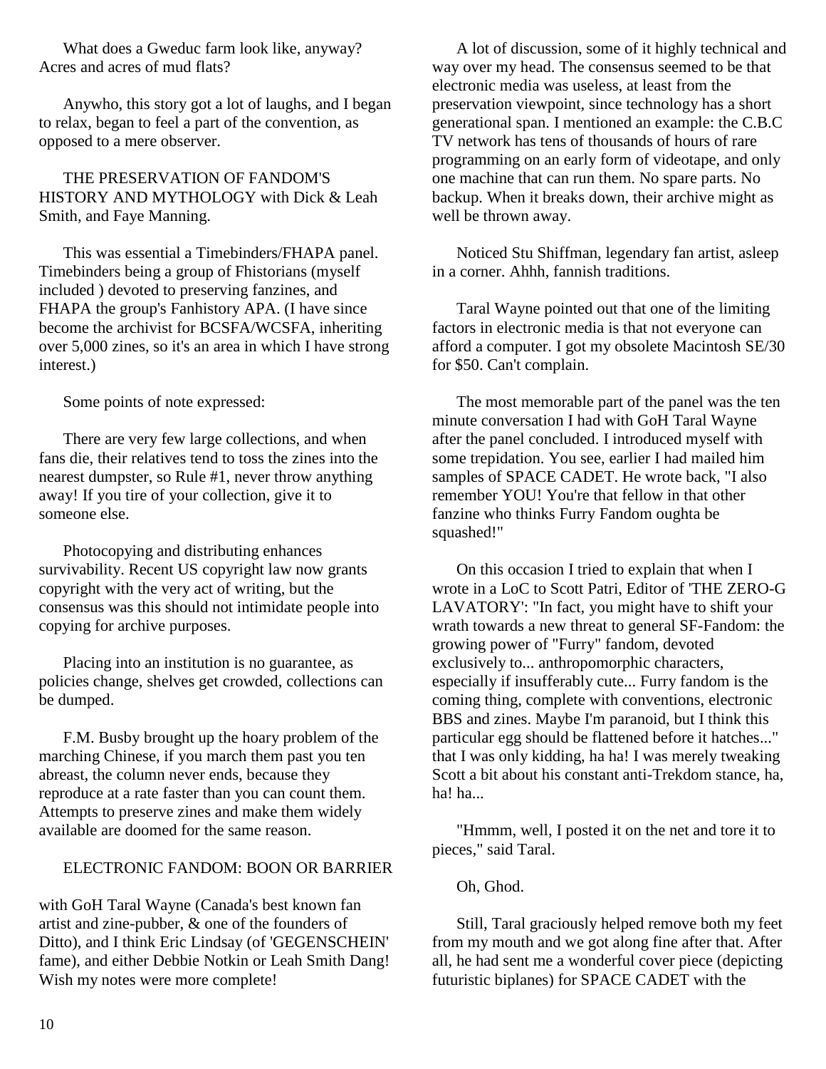What does a Gweduc farm look like, anyway? Acres and acres of mud flats?

Anywho, this story got a lot of laughs, and I began to relax, began to feel a part of the convention, as opposed to a mere observer.

THE PRESERVATION OF FANDOM'S HISTORY AND MYTHOLOGY with Dick & Leah Smith, and Faye Manning.

This was essential a Timebinders/FHAPA panel. Timebinders being a group of Fhistorians (myself included ) devoted to preserving fanzines, and FHAPA the group's Fanhistory APA. (I have since become the archivist for BCSFA/WCSFA, inheriting over 5,000 zines, so it's an area in which I have strong interest.)

Some points of note expressed:

There are very few large collections, and when fans die, their relatives tend to toss the zines into the nearest dumpster, so Rule #1, never throw anything away! If you tire of your collection, give it to someone else.

Photocopying and distributing enhances survivability. Recent US copyright law now grants copyright with the very act of writing, but the consensus was this should not intimidate people into copying for archive purposes.

Placing into an institution is no guarantee, as policies change, shelves get crowded, collections can be dumped.

F.M. Busby brought up the hoary problem of the marching Chinese, if you march them past you ten abreast, the column never ends, because they reproduce at a rate faster than you can count them. Attempts to preserve zines and make them widely available are doomed for the same reason.

ELECTRONIC FANDOM: BOON OR BARRIER

with GoH Taral Wayne (Canada's best known fan artist and zine-pubber, & one of the founders of Ditto), and I think Eric Lindsay (of 'GEGENSCHEIN' fame), and either Debbie Notkin or Leah Smith Dang! Wish my notes were more complete!

A lot of discussion, some of it highly technical and way over my head. The consensus seemed to be that electronic media was useless, at least from the preservation viewpoint, since technology has a short generational span. I mentioned an example: the C.B.C TV network has tens of thousands of hours of rare programming on an early form of videotape, and only one machine that can run them. No spare parts. No backup. When it breaks down, their archive might as well be thrown away.

Noticed Stu Shiffman, legendary fan artist, asleep in a corner. Ahhh, fannish traditions.

Taral Wayne pointed out that one of the limiting factors in electronic media is that not everyone can afford a computer. I got my obsolete Macintosh SE/30 for $50. Can't complain.

The most memorable part of the panel was the ten minute conversation I had with GoH Taral Wayne after the panel concluded. I introduced myself with some trepidation. You see, earlier I had mailed him samples of SPACE CADET. He wrote back, "I also remember YOU! You're that fellow in that other fanzine who thinks Furry Fandom oughta be squashed!"

On this occasion I tried to explain that when I wrote in a LoC to Scott Patri, Editor of 'THE ZERO-G LAVATORY': "In fact, you might have to shift your wrath towards a new threat to general SF-Fandom: the growing power of "Furry" fandom, devoted exclusively to... anthropomorphic characters, especially if insufferably cute... Furry fandom is the coming thing, complete with conventions, electronic BBS and zines. Maybe I'm paranoid, but I think this particular egg should be flattened before it hatches..." that I was only kidding, ha ha! I was merely tweaking Scott a bit about his constant anti-Trekdom stance, ha, ha! ha...

"Hmmm, well, I posted it on the net and tore it to pieces," said Taral.

Oh, Ghod.

Still, Taral graciously helped remove both my feet from my mouth and we got along fine after that. After all, he had sent me a wonderful cover piece (depicting futuristic biplanes) for SPACE CADET with the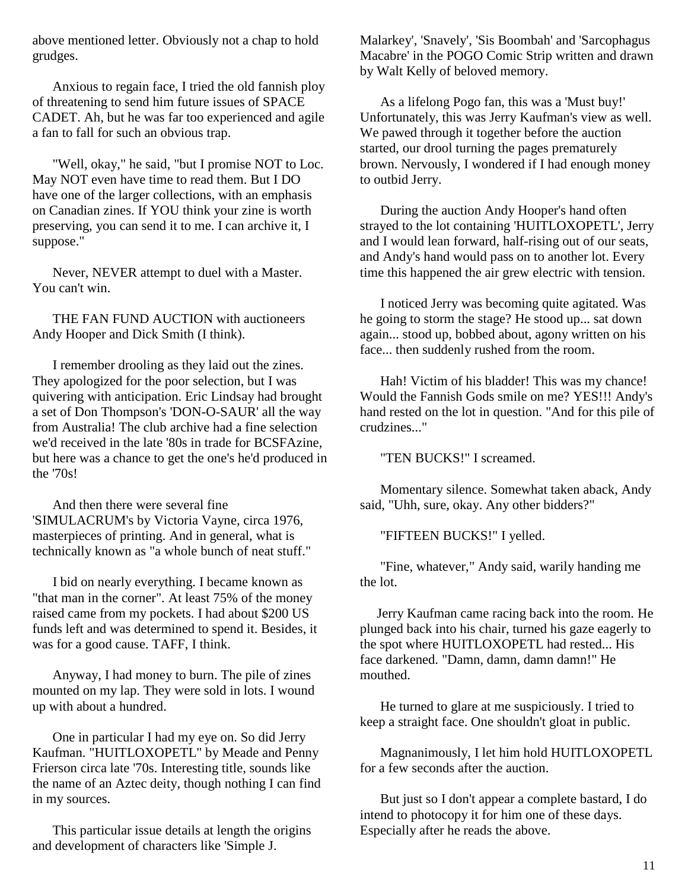above mentioned letter. Obviously not a chap to hold grudges.

Anxious to regain face, I tried the old fannish ploy of threatening to send him future issues of SPACE CADET. Ah, but he was far too experienced and agile a fan to fall for such an obvious trap.

"Well, okay," he said, "but I promise NOT to Loc. May NOT even have time to read them. But I DO have one of the larger collections, with an emphasis on Canadian zines. If YOU think your zine is worth preserving, you can send it to me. I can archive it, I suppose."

Never, NEVER attempt to duel with a Master. You can't win.

THE FAN FUND AUCTION with auctioneers Andy Hooper and Dick Smith (I think).

I remember drooling as they laid out the zines. They apologized for the poor selection, but I was quivering with anticipation. Eric Lindsay had brought a set of Don Thompson's 'DON-O-SAUR' all the way from Australia! The club archive had a fine selection we'd received in the late '80s in trade for BCSFAzine, but here was a chance to get the one's he'd produced in the '70s!

And then there were several fine 'SIMULACRUM's by Victoria Vayne, circa 1976, masterpieces of printing. And in general, what is technically known as "a whole bunch of neat stuff."

I bid on nearly everything. I became known as "that man in the corner". At least 75% of the money raised came from my pockets. I had about $200 US funds left and was determined to spend it. Besides, it was for a good cause. TAFF, I think.

Anyway, I had money to burn. The pile of zines mounted on my lap. They were sold in lots. I wound up with about a hundred.

One in particular I had my eye on. So did Jerry Kaufman. "HUITLOXOPETL" by Meade and Penny Frierson circa late '70s. Interesting title, sounds like the name of an Aztec deity, though nothing I can find in my sources.

This particular issue details at length the origins and development of characters like 'Simple J. Malarkey', 'Snavely', 'Sis Boombah' and 'Sarcophagus Macabre' in the POGO Comic Strip written and drawn by Walt Kelly of beloved memory.

As a lifelong Pogo fan, this was a 'Must buy!' Unfortunately, this was Jerry Kaufman's view as well. We pawed through it together before the auction started, our drool turning the pages prematurely brown. Nervously, I wondered if I had enough money to outbid Jerry.

During the auction Andy Hooper's hand often strayed to the lot containing 'HUITLOXOPETL', Jerry and I would lean forward, half-rising out of our seats, and Andy's hand would pass on to another lot. Every time this happened the air grew electric with tension.

I noticed Jerry was becoming quite agitated. Was he going to storm the stage? He stood up... sat down again... stood up, bobbed about, agony written on his face... then suddenly rushed from the room.

Hah! Victim of his bladder! This was my chance! Would the Fannish Gods smile on me? YES!!! Andy's hand rested on the lot in question. "And for this pile of crudzines..."

"TEN BUCKS!" I screamed.

Momentary silence. Somewhat taken aback, Andy said, "Uhh, sure, okay. Any other bidders?"

"FIFTEEN BUCKS!" I yelled.

"Fine, whatever," Andy said, warily handing me the lot.

Jerry Kaufman came racing back into the room. He plunged back into his chair, turned his gaze eagerly to the spot where HUITLOXOPETL had rested... His face darkened. "Damn, damn, damn damn!" He mouthed.

He turned to glare at me suspiciously. I tried to keep a straight face. One shouldn't gloat in public.

Magnanimously, I let him hold HUITLOXOPETL for a few seconds after the auction.

But just so I don't appear a complete bastard, I do intend to photocopy it for him one of these days. Especially after he reads the above.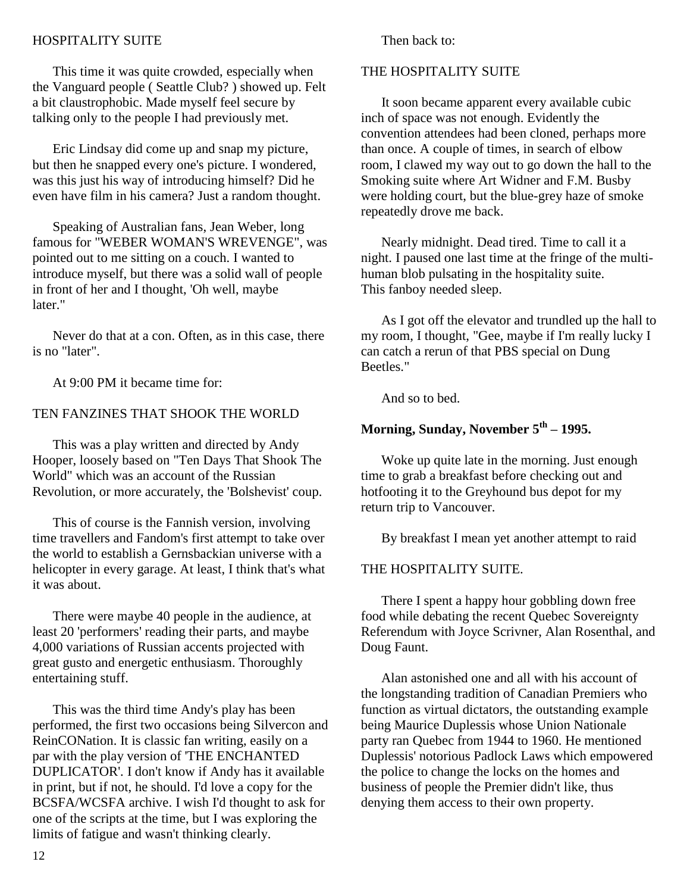## HOSPITALITY SUITE

This time it was quite crowded, especially when the Vanguard people ( Seattle Club? ) showed up. Felt a bit claustrophobic. Made myself feel secure by talking only to the people I had previously met.

Eric Lindsay did come up and snap my picture, but then he snapped every one's picture. I wondered, was this just his way of introducing himself? Did he even have film in his camera? Just a random thought.

Speaking of Australian fans, Jean Weber, long famous for "WEBER WOMAN'S WREVENGE", was pointed out to me sitting on a couch. I wanted to introduce myself, but there was a solid wall of people in front of her and I thought, 'Oh well, maybe later."

Never do that at a con. Often, as in this case, there is no "later".

At 9:00 PM it became time for:

## TEN FANZINES THAT SHOOK THE WORLD

This was a play written and directed by Andy Hooper, loosely based on "Ten Days That Shook The World" which was an account of the Russian Revolution, or more accurately, the 'Bolshevist' coup.

This of course is the Fannish version, involving time travellers and Fandom's first attempt to take over the world to establish a Gernsbackian universe with a helicopter in every garage. At least, I think that's what it was about.

There were maybe 40 people in the audience, at least 20 'performers' reading their parts, and maybe 4,000 variations of Russian accents projected with great gusto and energetic enthusiasm. Thoroughly entertaining stuff.

This was the third time Andy's play has been performed, the first two occasions being Silvercon and ReinCONation. It is classic fan writing, easily on a par with the play version of 'THE ENCHANTED DUPLICATOR'. I don't know if Andy has it available in print, but if not, he should. I'd love a copy for the BCSFA/WCSFA archive. I wish I'd thought to ask for one of the scripts at the time, but I was exploring the limits of fatigue and wasn't thinking clearly.

Then back to:

## THE HOSPITALITY SUITE

It soon became apparent every available cubic inch of space was not enough. Evidently the convention attendees had been cloned, perhaps more than once. A couple of times, in search of elbow room, I clawed my way out to go down the hall to the Smoking suite where Art Widner and F.M. Busby were holding court, but the blue-grey haze of smoke repeatedly drove me back.

Nearly midnight. Dead tired. Time to call it a night. I paused one last time at the fringe of the multi-human blob pulsating in the hospitality suite. This fanboy needed sleep.

As I got off the elevator and trundled up the hall to my room, I thought, "Gee, maybe if I'm really lucky I can catch a rerun of that PBS special on Dung Beetles."

And so to bed.

## **Morning, Sunday, November 5th – 1995.**

Woke up quite late in the morning. Just enough time to grab a breakfast before checking out and hotfooting it to the Greyhound bus depot for my return trip to Vancouver.

By breakfast I mean yet another attempt to raid

## THE HOSPITALITY SUITE.

There I spent a happy hour gobbling down free food while debating the recent Quebec Sovereignty Referendum with Joyce Scrivner, Alan Rosenthal, and Doug Faunt.

Alan astonished one and all with his account of the longstanding tradition of Canadian Premiers who function as virtual dictators, the outstanding example being Maurice Duplessis whose Union Nationale party ran Quebec from 1944 to 1960. He mentioned Duplessis' notorious Padlock Laws which empowered the police to change the locks on the homes and business of people the Premier didn't like, thus denying them access to their own property.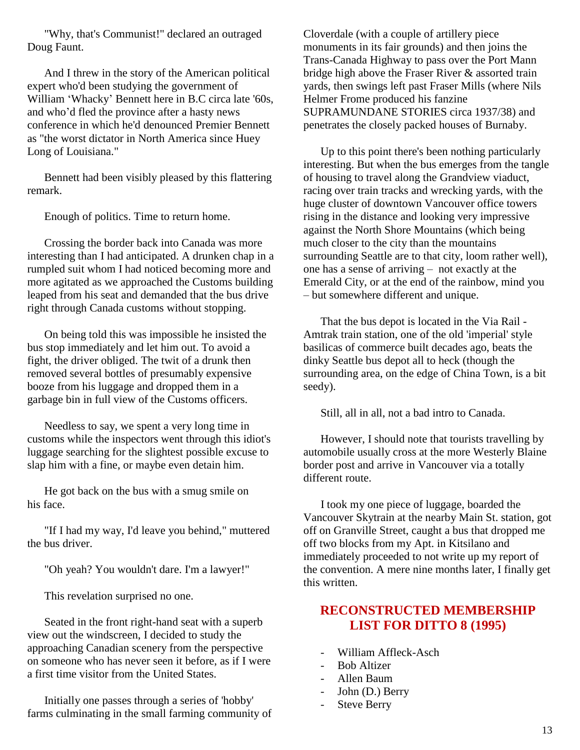"Why, that's Communist!" declared an outraged Doug Faunt.

And I threw in the story of the American political expert who'd been studying the government of William 'Whacky' Bennett here in B.C circa late '60s, and who'd fled the province after a hasty news conference in which he'd denounced Premier Bennett as "the worst dictator in North America since Huey Long of Louisiana."

Bennett had been visibly pleased by this flattering remark.

Enough of politics. Time to return home.

Crossing the border back into Canada was more interesting than I had anticipated. A drunken chap in a rumpled suit whom I had noticed becoming more and more agitated as we approached the Customs building leaped from his seat and demanded that the bus drive right through Canada customs without stopping.

On being told this was impossible he insisted the bus stop immediately and let him out. To avoid a fight, the driver obliged. The twit of a drunk then removed several bottles of presumably expensive booze from his luggage and dropped them in a garbage bin in full view of the Customs officers.

Needless to say, we spent a very long time in customs while the inspectors went through this idiot's luggage searching for the slightest possible excuse to slap him with a fine, or maybe even detain him.

He got back on the bus with a smug smile on his face.

"If I had my way, I'd leave you behind," muttered the bus driver.

"Oh yeah? You wouldn't dare. I'm a lawyer!"

This revelation surprised no one.

Seated in the front right-hand seat with a superb view out the windscreen, I decided to study the approaching Canadian scenery from the perspective on someone who has never seen it before, as if I were a first time visitor from the United States.

Initially one passes through a series of 'hobby' farms culminating in the small farming community of Cloverdale (with a couple of artillery piece monuments in its fair grounds) and then joins the Trans-Canada Highway to pass over the Port Mann bridge high above the Fraser River & assorted train yards, then swings left past Fraser Mills (where Nils Helmer Frome produced his fanzine SUPRAMUNDANE STORIES circa 1937/38) and penetrates the closely packed houses of Burnaby.

Up to this point there's been nothing particularly interesting. But when the bus emerges from the tangle of housing to travel along the Grandview viaduct, racing over train tracks and wrecking yards, with the huge cluster of downtown Vancouver office towers rising in the distance and looking very impressive against the North Shore Mountains (which being much closer to the city than the mountains surrounding Seattle are to that city, loom rather well), one has a sense of arriving – not exactly at the Emerald City, or at the end of the rainbow, mind you – but somewhere different and unique.

That the bus depot is located in the Via Rail - Amtrak train station, one of the old 'imperial' style basilicas of commerce built decades ago, beats the dinky Seattle bus depot all to heck (though the surrounding area, on the edge of China Town, is a bit seedy).

Still, all in all, not a bad intro to Canada.

However, I should note that tourists travelling by automobile usually cross at the more Westerly Blaine border post and arrive in Vancouver via a totally different route.

I took my one piece of luggage, boarded the Vancouver Skytrain at the nearby Main St. station, got off on Granville Street, caught a bus that dropped me off two blocks from my Apt. in Kitsilano and immediately proceeded to not write up my report of the convention. A mere nine months later, I finally get this written.

## RECONSTRUCTED MEMBERSHIP LIST FOR DITTO 8 (1995)

- William Affleck-Asch
- Bob Altizer
- Allen Baum
- John (D.) Berry
- Steve Berry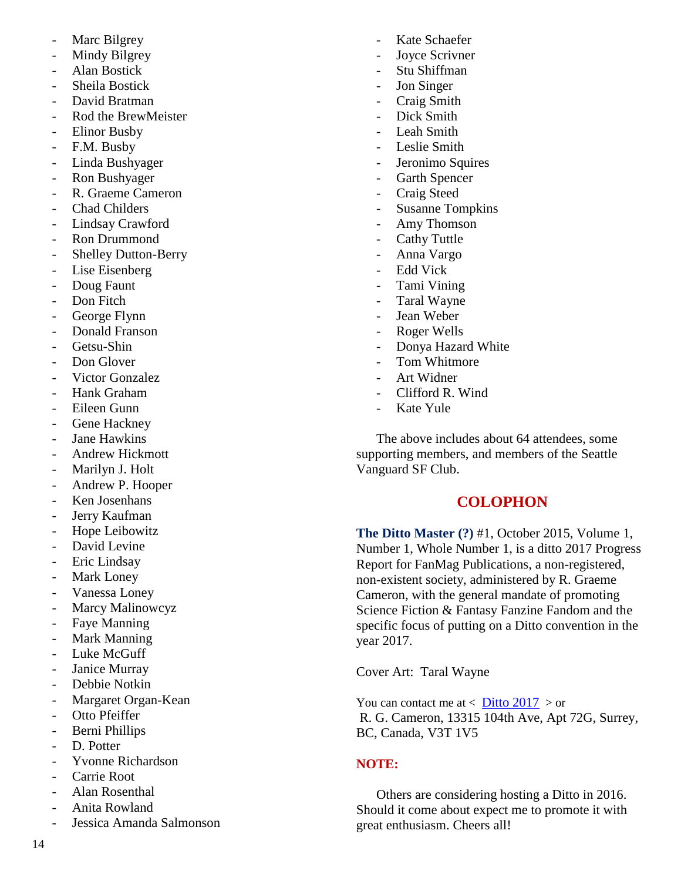- Marc Bilgrey
- Mindy Bilgrey
- Alan Bostick
- Sheila Bostick
- David Bratman
- Rod the BrewMeister
- Elinor Busby
- F.M. Busby
- Linda Bushyager
- Ron Bushyager
- R. Graeme Cameron
- Chad Childers
- Lindsay Crawford
- Ron Drummond
- Shelley Dutton-Berry
- Lise Eisenberg
- Doug Faunt
- Don Fitch
- George Flynn
- Donald Franson
- Getsu-Shin
- Don Glover
- Victor Gonzalez
- Hank Graham
- Eileen Gunn
- Gene Hackney
- Jane Hawkins
- Andrew Hickmott
- Marilyn J. Holt
- Andrew P. Hooper
- Ken Josenhans
- Jerry Kaufman
- Hope Leibowitz
- David Levine
- Eric Lindsay
- Mark Loney
- Vanessa Loney
- Marcy Malinowcyz
- Faye Manning
- Mark Manning
- Luke McGuff
- Janice Murray
- Debbie Notkin
- Margaret Organ-Kean
- Otto Pfeiffer
- Berni Phillips
- D. Potter
- Yvonne Richardson
- Carrie Root
- Alan Rosenthal
- Anita Rowland
- Jessica Amanda Salmonson
- Kate Schaefer
- Joyce Scrivner
- Stu Shiffman
- Jon Singer
- Craig Smith
- Dick Smith
- Leah Smith
- Leslie Smith
- Jeronimo Squires
- Garth Spencer
- Craig Steed
- Susanne Tompkins
- Amy Thomson
- Cathy Tuttle
- Anna Vargo
- Edd Vick
- Tami Vining
- Taral Wayne
- Jean Weber
- Roger Wells
- Donya Hazard White
- Tom Whitmore
- Art Widner
- Clifford R. Wind
- Kate Yule

The above includes about 64 attendees, some supporting members, and members of the Seattle Vanguard SF Club.

## COLOPHON

**The Ditto Master (?)** #1, October 2015, Volume 1, Number 1, Whole Number 1, is a ditto 2017 Progress Report for FanMag Publications, a non-registered, non-existent society, administered by R. Graeme Cameron, with the general mandate of promoting Science Fiction & Fantasy Fanzine Fandom and the specific focus of putting on a Ditto convention in the year 2017.

Cover Art: Taral Wayne

You can contact me at < Ditto 2017 > or
R. G. Cameron, 13315 104th Ave, Apt 72G, Surrey, BC, Canada, V3T 1V5

**NOTE:**

Others are considering hosting a Ditto in 2016. Should it come about expect me to promote it with great enthusiasm. Cheers all!